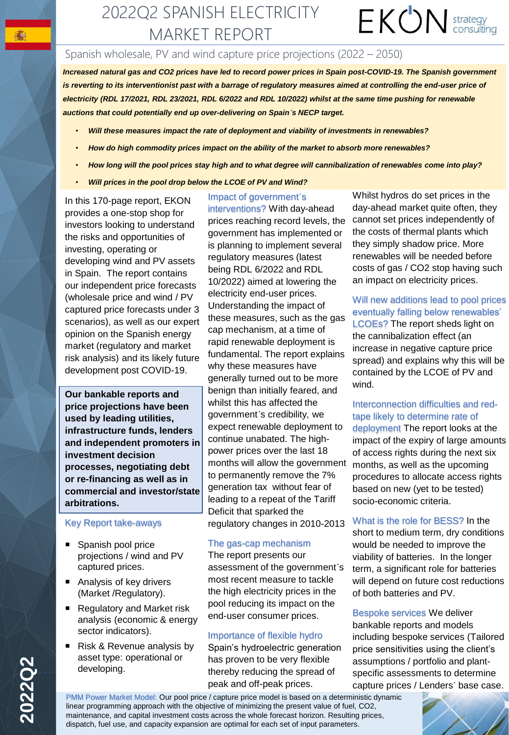# 2022Q2 SPANISH ELECTRICITY MARKET REPORT

EKON strategy consulting

## Spanish wholesale, PV and wind capture price projections (2022 – 2050)

***Increased natural gas and CO2 prices have led to record power prices in Spain post-COVID-19. The Spanish government is reverting to its interventionist past with a barrage of regulatory measures aimed at controlling the end-user price of electricity (RDL 17/2021, RDL 23/2021, RDL 6/2022 and RDL 10/2022) whilst at the same time pushing for renewable auctions that could potentially end up over-delivering on Spain´s NECP target.***

- ***Will these measures impact the rate of deployment and viability of investments in renewables?***
- ***How do high commodity prices impact on the ability of the market to absorb more renewables?***
- ***How long will the pool prices stay high and to what degree will cannibalization of renewables come into play?***
- ***Will prices in the pool drop below the LCOE of PV and Wind?***

In this 170-page report, EKON provides a one-stop shop for investors looking to understand the risks and opportunities of investing, operating or developing wind and PV assets in Spain. The report contains our independent price forecasts (wholesale price and wind / PV captured price forecasts under 3 scenarios), as well as our expert opinion on the Spanish energy market (regulatory and market risk analysis) and its likely future development post COVID-19.

**Our bankable reports and price projections have been used by leading utilities, infrastructure funds, lenders and independent promoters in investment decision processes, negotiating debt or re-financing as well as in commercial and investor/state arbitrations.**

### Key Report take-aways

- Spanish pool price projections / wind and PV captured prices.
- Analysis of key drivers (Market /Regulatory).
- Regulatory and Market risk analysis (economic & energy sector indicators).
- Risk & Revenue analysis by asset type: operational or developing.

**Impact of government´s interventions?** With day-ahead prices reaching record levels, the government has implemented or is planning to implement several regulatory measures (latest being RDL 6/2022 and RDL 10/2022) aimed at lowering the electricity end-user prices. Understanding the impact of these measures, such as the gas cap mechanism, at a time of rapid renewable deployment is fundamental. The report explains why these measures have generally turned out to be more benign than initially feared, and whilst this has affected the government´s credibility, we expect renewable deployment to continue unabated. The high-power prices over the last 18 months will allow the government to permanently remove the 7% generation tax without fear of leading to a repeat of the Tariff Deficit that sparked the regulatory changes in 2010-2013

**The gas-cap mechanism**
The report presents our assessment of the government´s most recent measure to tackle the high electricity prices in the pool reducing its impact on the end-user consumer prices.

**Importance of flexible hydro**
Spain's hydroelectric generation has proven to be very flexible thereby reducing the spread of peak and off-peak prices. Whilst hydros do set prices in the day-ahead market quite often, they cannot set prices independently of the costs of thermal plants which they simply shadow price. More renewables will be needed before costs of gas / CO2 stop having such an impact on electricity prices.

**Will new additions lead to pool prices eventually falling below renewables' LCOEs?** The report sheds light on the cannibalization effect (an increase in negative capture price spread) and explains why this will be contained by the LCOE of PV and wind.

**Interconnection difficulties and red-tape likely to determine rate of deployment** The report looks at the impact of the expiry of large amounts of access rights during the next six months, as well as the upcoming procedures to allocate access rights based on new (yet to be tested) socio-economic criteria.

**What is the role for BESS?** In the short to medium term, dry conditions would be needed to improve the viability of batteries. In the longer term, a significant role for batteries will depend on future cost reductions of both batteries and PV.

**Bespoke services** We deliver bankable reports and models including bespoke services (Tailored price sensitivities using the client's assumptions / portfolio and plant-specific assessments to determine capture prices / Lenders´ base case.

**PMM Power Market Model:** Our pool price / capture price model is based on a deterministic dynamic linear programming approach with the objective of minimizing the present value of fuel, CO2, maintenance, and capital investment costs across the whole forecast horizon. Resulting prices, dispatch, fuel use, and capacity expansion are optimal for each set of input parameters.

2022Q2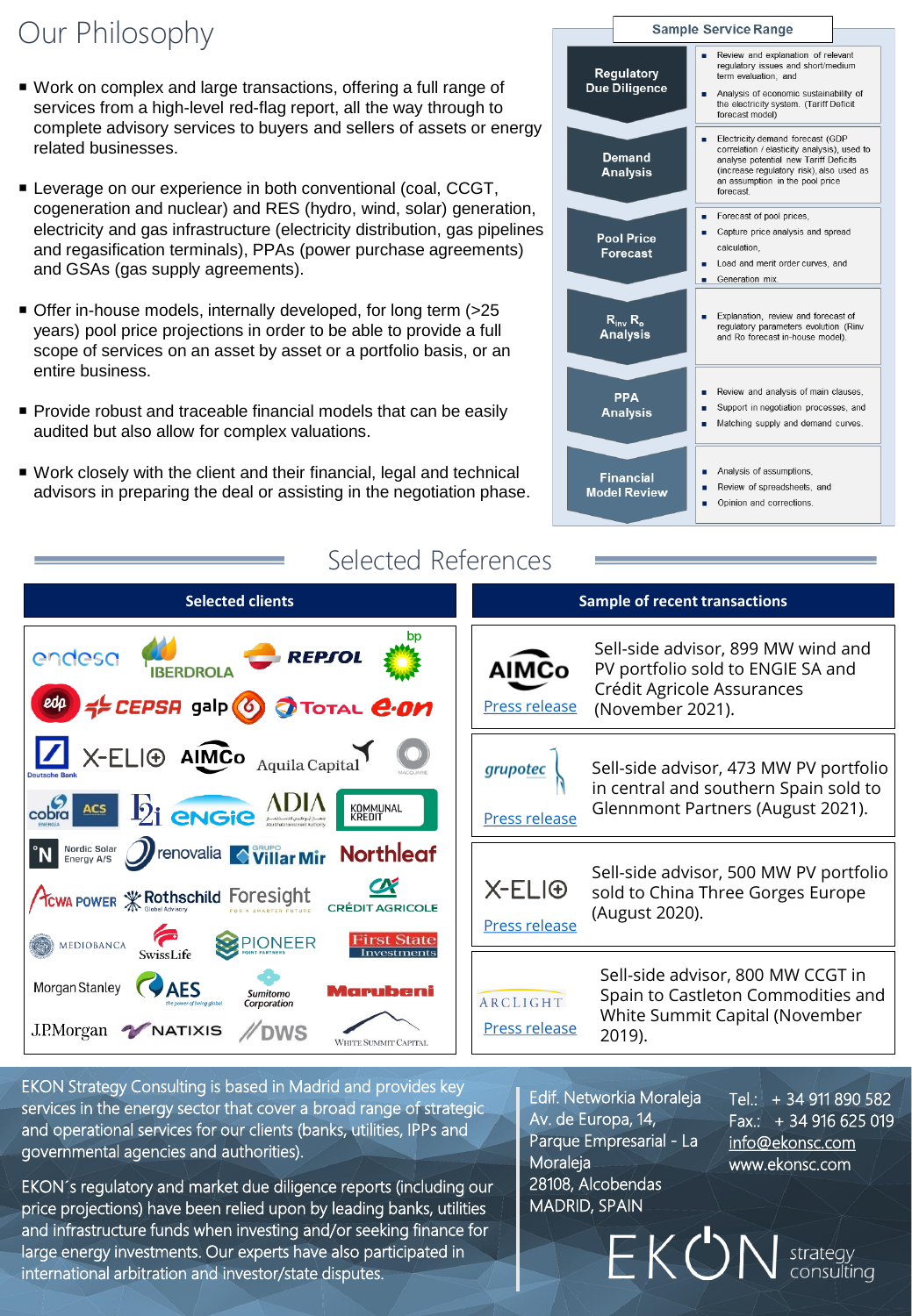# Our Philosophy

- Work on complex and large transactions, offering a full range of services from a high-level red-flag report, all the way through to complete advisory services to buyers and sellers of assets or energy related businesses.
- Leverage on our experience in both conventional (coal, CCGT, cogeneration and nuclear) and RES (hydro, wind, solar) generation, electricity and gas infrastructure (electricity distribution, gas pipelines and regasification terminals), PPAs (power purchase agreements) and GSAs (gas supply agreements).
- Offer in-house models, internally developed, for long term (>25 years) pool price projections in order to be able to provide a full scope of services on an asset by asset or a portfolio basis, or an entire business.
- Provide robust and traceable financial models that can be easily audited but also allow for complex valuations.
- Work closely with the client and their financial, legal and technical advisors in preparing the deal or assisting in the negotiation phase.

## Sample Service Range

| | |
|---|---|
| **Regulatory Due Diligence** | ▪ Review and explanation of relevant regulatory issues and short/medium term evaluation, and<br>▪ Analysis of economic sustainability of the electricity system. (Tariff Deficit forecast model) |
| **Demand Analysis** | ▪ Electricity demand forecast (GDP correlation / elasticity analysis), used to analyse potential new Tariff Deficits (increase regulatory risk), also used as an assumption in the pool price forecast |
| **Pool Price Forecast** | ▪ Forecast of pool prices,<br>▪ Capture price analysis and spread calculation,<br>▪ Load and merit order curves, and<br>▪ Generation mix |
| **$R_{inv}$ $R_o$ Analysis** | ▪ Explanation, review and forecast of regulatory parameters evolution (Rinv and Ro forecast in-house model). |
| **PPA Analysis** | ▪ Review and analysis of main clauses,<br>▪ Support in negotiation processes, and<br>▪ Matching supply and demand curves. |
| **Financial Model Review** | ▪ Analysis of assumptions,<br>▪ Review of spreadsheets, and<br>▪ Opinion and corrections. |

# Selected References

## Selected clients

endesa, IBERDROLA, REPSOL, bp, edp, CEPSA, galp, TOTAL, e.on, Deutsche Bank, X-ELIO, AIMCo, Aquila Capital, MACQUARIE, cobra ENERGIA, ACS, E2i, ENGIE, ADIA, KOMMUNAL KREDIT, Nordic Solar Energy A/S, renovalia, Grupo Villar Mir, Northleaf, ACWA POWER, Rothschild Global Advisory, Foresight, CRÉDIT AGRICOLE, MEDIOBANCA, SwissLife, PIONEER, First State Investments, Morgan Stanley, AES, Sumitomo Corporation, Marubeni, J.P.Morgan, NATIXIS, DWS, White Summit Capital

## Sample of recent transactions

| | |
|---|---|
| AIMCo<br>Press release | Sell-side advisor, 899 MW wind and PV portfolio sold to ENGIE SA and Crédit Agricole Assurances (November 2021). |
| grupotec<br>Press release | Sell-side advisor, 473 MW PV portfolio in central and southern Spain sold to Glennmont Partners (August 2021). |
| X-ELIO<br>Press release | Sell-side advisor, 500 MW PV portfolio sold to China Three Gorges Europe (August 2020). |
| ARCLIGHT<br>Press release | Sell-side advisor, 800 MW CCGT in Spain to Castleton Commodities and White Summit Capital (November 2019). |

EKON Strategy Consulting is based in Madrid and provides key services in the energy sector that cover a broad range of strategic and operational services for our clients (banks, utilities, IPPs and governmental agencies and authorities).

EKON´s regulatory and market due diligence reports (including our price projections) have been relied upon by leading banks, utilities and infrastructure funds when investing and/or seeking finance for large energy investments. Our experts have also participated in international arbitration and investor/state disputes.

Edif. Networkia Moraleja
Av. de Europa, 14,
Parque Empresarial - La Moraleja
28108, Alcobendas
MADRID, SPAIN

Tel.: + 34 911 890 582
Fax.: + 34 916 625 019
info@ekonsc.com
www.ekonsc.com

EKON strategy consulting